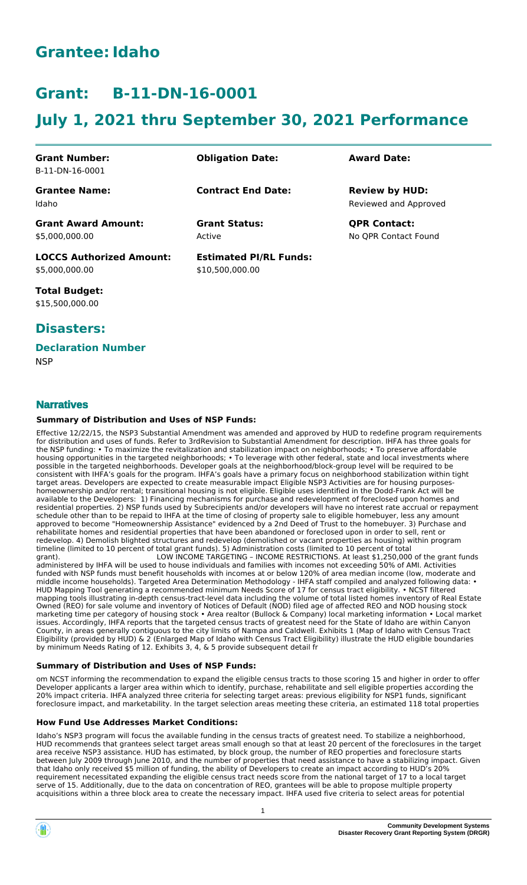# Grantee: Idaho

# Grant: B-11-DN-16-0001

# July 1, 2021 thru September 30, 2021 Performance

| **Grant Number:** | **Obligation Date:** | **Award Date:** |
|---|---|---|
| B-11-DN-16-0001 | | |
| **Grantee Name:** | **Contract End Date:** | **Review by HUD:** |
| Idaho | | Reviewed and Approved |
| **Grant Award Amount:** | **Grant Status:** | **QPR Contact:** |
| $5,000,000.00 | Active | No QPR Contact Found |
| **LOCCS Authorized Amount:** | **Estimated PI/RL Funds:** | |
| $5,000,000.00 | $10,500,000.00 | |

**Total Budget:**
$15,500,000.00

## Disasters:

### Declaration Number

NSP

## Narratives

#### Summary of Distribution and Uses of NSP Funds:

Effective 12/22/15, the NSP3 Substantial Amendment was amended and approved by HUD to redefine program requirements for distribution and uses of funds. Refer to 3rdRevision to Substantial Amendment for description. IHFA has three goals for the NSP funding: • To maximize the revitalization and stabilization impact on neighborhoods; • To preserve affordable housing opportunities in the targeted neighborhoods; • To leverage with other federal, state and local investments where possible in the targeted neighborhoods. Developer goals at the neighborhood/block-group level will be required to be consistent with IHFA's goals for the program. IHFA's goals have a primary focus on neighborhood stabilization within tight target areas. Developers are expected to create measurable impact Eligible NSP3 Activities are for housing purposes-homeownership and/or rental; transitional housing is not eligible. Eligible uses identified in the Dodd-Frank Act will be available to the Developers: 1) Financing mechanisms for purchase and redevelopment of foreclosed upon homes and residential properties. 2) NSP funds used by Subrecipients and/or developers will have no interest rate accrual or repayment schedule other than to be repaid to IHFA at the time of closing of property sale to eligible homebuyer, less any amount approved to become "Homeownership Assistance" evidenced by a 2nd Deed of Trust to the homebuyer. 3) Purchase and rehabilitate homes and residential properties that have been abandoned or foreclosed upon in order to sell, rent or redevelop. 4) Demolish blighted structures and redevelop (demolished or vacant properties as housing) within program timeline (limited to 10 percent of total grant funds). 5) Administration costs (limited to 10 percent of total grant). LOW INCOME TARGETING – INCOME RESTRICTIONS. At least $1,250,000 of the grant funds administered by IHFA will be used to house individuals and families with incomes not exceeding 50% of AMI. Activities funded with NSP funds must benefit households with incomes at or below 120% of area median income (low, moderate and middle income households). Targeted Area Determination Methodology - IHFA staff compiled and analyzed following data: • HUD Mapping Tool generating a recommended minimum Needs Score of 17 for census tract eligibility. • NCST filtered mapping tools illustrating in-depth census-tract-level data including the volume of total listed homes inventory of Real Estate Owned (REO) for sale volume and inventory of Notices of Default (NOD) filed age of affected REO and NOD housing stock marketing time per category of housing stock • Area realtor (Bullock & Company) local marketing information • Local market issues. Accordingly, IHFA reports that the targeted census tracts of greatest need for the State of Idaho are within Canyon County, in areas generally contiguous to the city limits of Nampa and Caldwell. Exhibits 1 (Map of Idaho with Census Tract Eligibility (provided by HUD) & 2 (Enlarged Map of Idaho with Census Tract Eligibility) illustrate the HUD eligible boundaries by minimum Needs Rating of 12. Exhibits 3, 4, & 5 provide subsequent detail fr

#### Summary of Distribution and Uses of NSP Funds:

om NCST informing the recommendation to expand the eligible census tracts to those scoring 15 and higher in order to offer Developer applicants a larger area within which to identify, purchase, rehabilitate and sell eligible properties according the 20% impact criteria. IHFA analyzed three criteria for selecting target areas: previous eligibility for NSP1 funds, significant foreclosure impact, and marketability. In the target selection areas meeting these criteria, an estimated 118 total properties

#### How Fund Use Addresses Market Conditions:

Idaho's NSP3 program will focus the available funding in the census tracts of greatest need. To stabilize a neighborhood, HUD recommends that grantees select target areas small enough so that at least 20 percent of the foreclosures in the target area receive NSP3 assistance. HUD has estimated, by block group, the number of REO properties and foreclosure starts between July 2009 through June 2010, and the number of properties that need assistance to have a stabilizing impact. Given that Idaho only received $5 million of funding, the ability of Developers to create an impact according to HUD's 20% requirement necessitated expanding the eligible census tract needs score from the national target of 17 to a local target serve of 15. Additionally, due to the data on concentration of REO, grantees will be able to propose multiple property acquisitions within a three block area to create the necessary impact. IHFA used five criteria to select areas for potential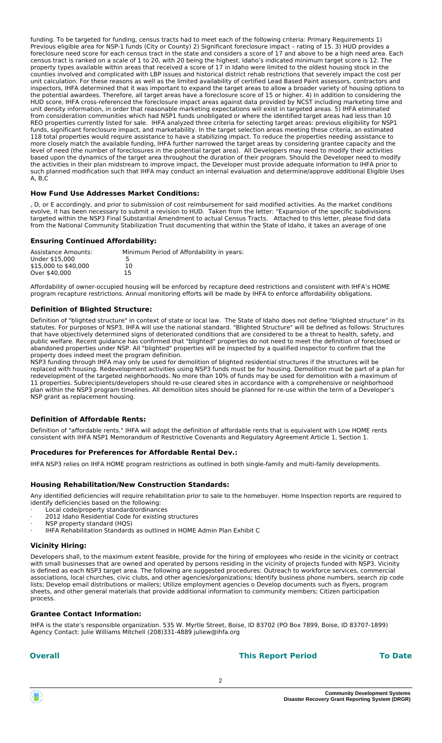funding. To be targeted for funding, census tracts had to meet each of the following criteria: Primary Requirements 1) Previous eligible area for NSP-1 funds (City or County) 2) Significant foreclosure impact – rating of 15. 3) HUD provides a foreclosure need score for each census tract in the state and considers a score of 17 and above to be a high need area. Each census tract is ranked on a scale of 1 to 20, with 20 being the highest. Idaho's indicated minimum target score is 12. The property types available within areas that received a score of 17 in Idaho were limited to the oldest housing stock in the counties involved and complicated with LBP issues and historical district rehab restrictions that severely impact the cost per unit calculation. For these reasons as well as the limited availability of certified Lead Based Paint assessors, contractors and inspectors, IHFA determined that it was important to expand the target areas to allow a broader variety of housing options to the potential awardees. Therefore, all target areas have a foreclosure score of 15 or higher. 4) In addition to considering the HUD score, IHFA cross-referenced the foreclosure impact areas against data provided by NCST including marketing time and unit density information, in order that reasonable marketing expectations will exist in targeted areas. 5) IHFA eliminated from consideration communities which had NSP1 funds unobligated or where the identified target areas had less than 10 REO properties currently listed for sale. IHFA analyzed three criteria for selecting target areas: previous eligibility for NSP1 funds, significant foreclosure impact, and marketability. In the target selection areas meeting these criteria, an estimated 118 total properties would require assistance to have a stabilizing impact. To reduce the properties needing assistance to more closely match the available funding, IHFA further narrowed the target areas by considering grantee capacity and the level of need (the number of foreclosures in the potential target area). All Developers may need to modify their activities based upon the dynamics of the target area throughout the duration of their program. Should the Developer need to modify the activities in their plan midstream to improve impact, the Developer must provide adequate information to IHFA prior to such planned modification such that IHFA may conduct an internal evaluation and determine/approve additional Eligible Uses A, B,C

### How Fund Use Addresses Market Conditions:

, D, or E accordingly, and prior to submission of cost reimbursement for said modified activities. As the market conditions evolve, it has been necessary to submit a revision to HUD. Taken from the letter: "Expansion of the specific subdivisions targeted within the NSP3 Final Substantial Amendment to actual Census Tracts. Attached to this letter, please find data from the National Community Stabilization Trust documenting that within the State of Idaho, it takes an average of one

### Ensuring Continued Affordability:

| Assistance Amounts: | Minimum Period of Affordability in years: |
|---|---|
| Under $15,000 | 5 |
| $15,000 to $40,000 | 10 |
| Over $40,000 | 15 |

Affordability of owner-occupied housing will be enforced by recapture deed restrictions and consistent with IHFA's HOME program recapture restrictions. Annual monitoring efforts will be made by IHFA to enforce affordability obligations.

### Definition of Blighted Structure:

Definition of "blighted structure" in context of state or local law. The State of Idaho does not define "blighted structure" in its statutes. For purposes of NSP3, IHFA will use the national standard. "Blighted Structure" will be defined as follows: Structures that have objectively determined signs of deteriorated conditions that are considered to be a threat to health, safety, and public welfare. Recent guidance has confirmed that "blighted" properties do not need to meet the definition of foreclosed or abandoned properties under NSP. All "blighted" properties will be inspected by a qualified inspector to confirm that the property does indeed meet the program definition.

NSP3 funding through IHFA may only be used for demolition of blighted residential structures if the structures will be replaced with housing. Redevelopment activities using NSP3 funds must be for housing. Demolition must be part of a plan for redevelopment of the targeted neighborhoods. No more than 10% of funds may be used for demolition with a maximum of 11 properties. Subrecipients/developers should re-use cleared sites in accordance with a comprehensive or neighborhood plan within the NSP3 program timelines. All demolition sites should be planned for re-use within the term of a Developer's NSP grant as replacement housing.

### Definition of Affordable Rents:

Definition of "affordable rents." IHFA will adopt the definition of affordable rents that is equivalent with Low HOME rents consistent with IHFA NSP1 Memorandum of Restrictive Covenants and Regulatory Agreement Article 1, Section 1.

### Procedures for Preferences for Affordable Rental Dev.:

IHFA NSP3 relies on IHFA HOME program restrictions as outlined in both single-family and multi-family developments.

### Housing Rehabilitation/New Construction Standards:

Any identified deficiencies will require rehabilitation prior to sale to the homebuyer. Home Inspection reports are required to identify deficiencies based on the following:

- Local code/property standard/ordinances
- 2012 Idaho Residential Code for existing structures
- NSP property standard (HQS)
- IHFA Rehabilitation Standards as outlined in HOME Admin Plan Exhibit C

### Vicinity Hiring:

Developers shall, to the maximum extent feasible, provide for the hiring of employees who reside in the vicinity or contract with small businesses that are owned and operated by persons residing in the vicinity of projects funded with NSP3. Vicinity is defined as each NSP3 target area. The following are suggested procedures: Outreach to workforce services, commercial associations, local churches, civic clubs, and other agencies/organizations; Identify business phone numbers, search zip code lists; Develop email distributions or mailers; Utilize employment agencies o Develop documents such as flyers, program sheets, and other general materials that provide additional information to community members; Citizen participation process.

### Grantee Contact Information:

IHFA is the state's responsible organization. 535 W. Myrtle Street, Boise, ID 83702 (PO Box 7899, Boise, ID 83707-1899) Agency Contact: Julie Williams Mitchell (208)331-4889 juliew@ihfa.org

| Overall | This Report Period | To Date |
|---|---|---|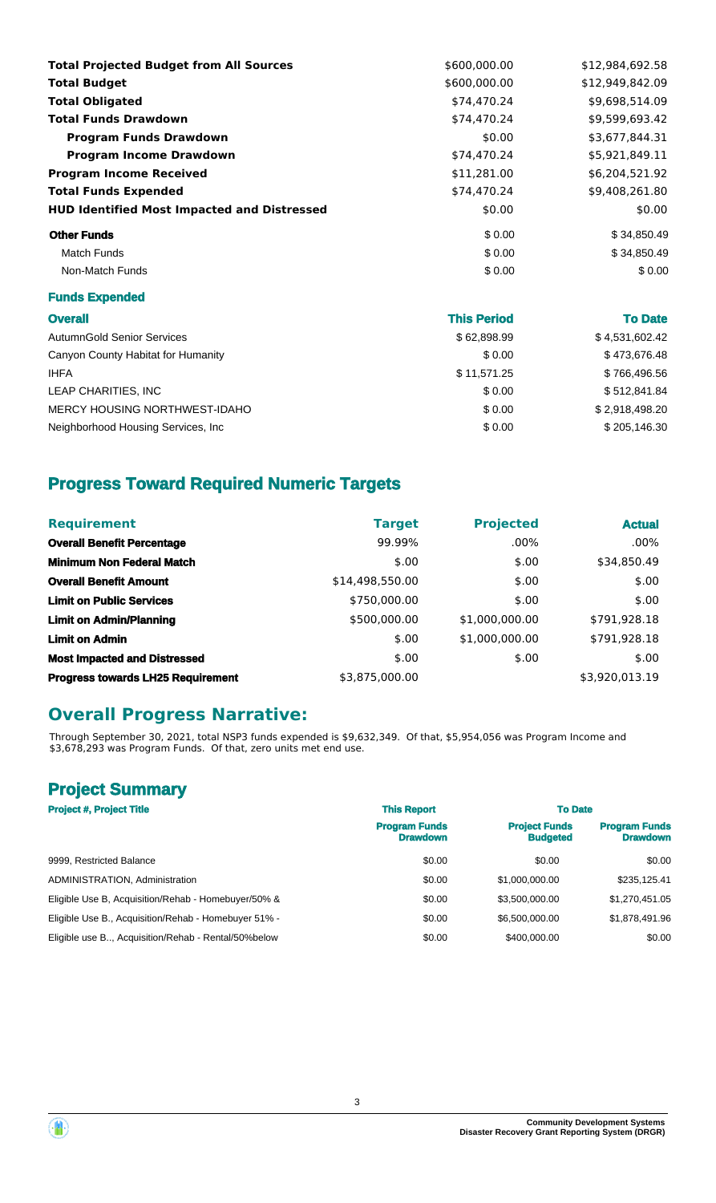| | | |
|---|---|---|
| **Total Projected Budget from All Sources** | $600,000.00 | $12,984,692.58 |
| **Total Budget** | $600,000.00 | $12,949,842.09 |
| **Total Obligated** | $74,470.24 | $9,698,514.09 |
| **Total Funds Drawdown** | $74,470.24 | $9,599,693.42 |
| **Program Funds Drawdown** | $0.00 | $3,677,844.31 |
| **Program Income Drawdown** | $74,470.24 | $5,921,849.11 |
| **Program Income Received** | $11,281.00 | $6,204,521.92 |
| **Total Funds Expended** | $74,470.24 | $9,408,261.80 |
| **HUD Identified Most Impacted and Distressed** | $0.00 | $0.00 |
| **Other Funds** | $ 0.00 | $ 34,850.49 |
| Match Funds | $ 0.00 | $ 34,850.49 |
| Non-Match Funds | $ 0.00 | $ 0.00 |

**Funds Expended**

| Overall | This Period | To Date |
|---|---|---|
| AutumnGold Senior Services | $ 62,898.99 | $ 4,531,602.42 |
| Canyon County Habitat for Humanity | $ 0.00 | $ 473,676.48 |
| IHFA | $ 11,571.25 | $ 766,496.56 |
| LEAP CHARITIES, INC | $ 0.00 | $ 512,841.84 |
| MERCY HOUSING NORTHWEST-IDAHO | $ 0.00 | $ 2,918,498.20 |
| Neighborhood Housing Services, Inc | $ 0.00 | $ 205,146.30 |

## Progress Toward Required Numeric Targets

| Requirement | Target | Projected | Actual |
|---|---|---|---|
| **Overall Benefit Percentage** | 99.99% | .00% | .00% |
| **Minimum Non Federal Match** | $.00 | $.00 | $34,850.49 |
| **Overall Benefit Amount** | $14,498,550.00 | $.00 | $.00 |
| **Limit on Public Services** | $750,000.00 | $.00 | $.00 |
| **Limit on Admin/Planning** | $500,000.00 | $1,000,000.00 | $791,928.18 |
| **Limit on Admin** | $.00 | $1,000,000.00 | $791,928.18 |
| **Most Impacted and Distressed** | $.00 | $.00 | $.00 |
| **Progress towards LH25 Requirement** | $3,875,000.00 | | $3,920,013.19 |

## Overall Progress Narrative:

Through September 30, 2021, total NSP3 funds expended is $9,632,349. Of that, $5,954,056 was Program Income and $3,678,293 was Program Funds. Of that, zero units met end use.

## Project Summary

| Project #, Project Title | This Report | To Date | |
|---|---|---|---|
| | **Program Funds Drawdown** | **Project Funds Budgeted** | **Program Funds Drawdown** |
| 9999, Restricted Balance | $0.00 | $0.00 | $0.00 |
| ADMINISTRATION, Administration | $0.00 | $1,000,000.00 | $235,125.41 |
| Eligible Use B, Acquisition/Rehab - Homebuyer/50% & | $0.00 | $3,500,000.00 | $1,270,451.05 |
| Eligible Use B., Acquisition/Rehab - Homebuyer 51% - | $0.00 | $6,500,000.00 | $1,878,491.96 |
| Eligible use B.., Acquisition/Rehab - Rental/50%below | $0.00 | $400,000.00 | $0.00 |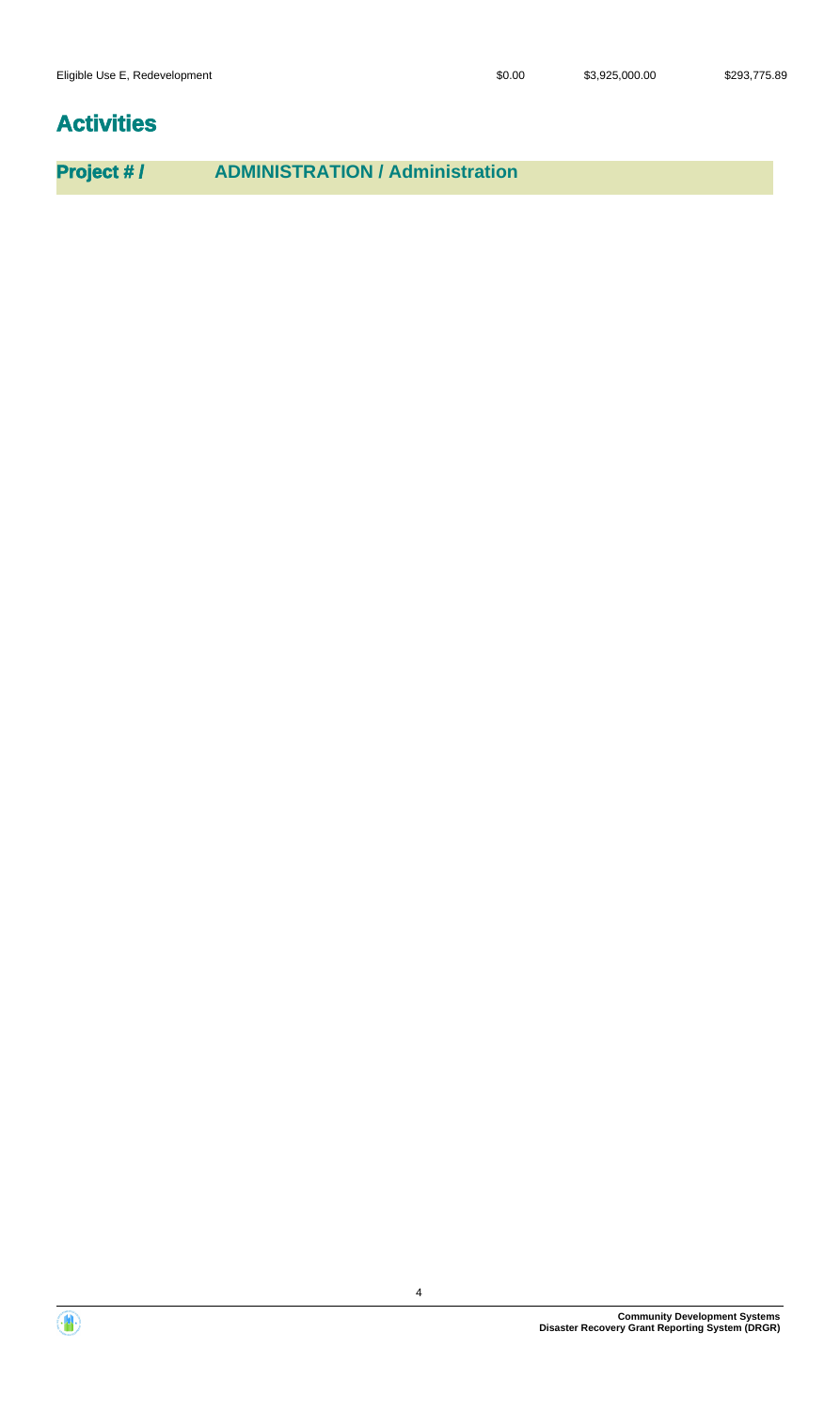| Eligible Use E, Redevelopment | $0.00 | $3,925,000.00 | $293,775.89 |
| --- | --- | --- | --- |

# Activities

**Project # /** **ADMINISTRATION / Administration**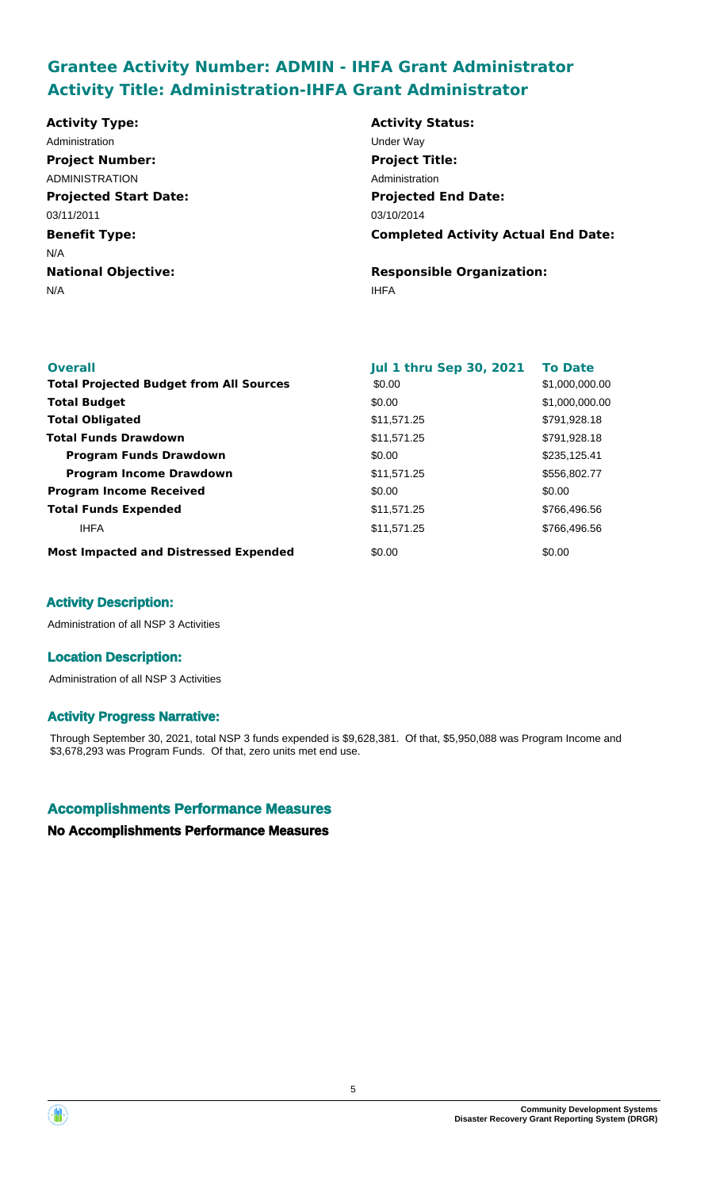## Grantee Activity Number: ADMIN - IHFA Grant Administrator
## Activity Title: Administration-IHFA Grant Administrator

**Activity Type:**
Administration

**Activity Status:**
Under Way

**Project Number:**
ADMINISTRATION

**Project Title:**
Administration

**Projected Start Date:**
03/11/2011

**Projected End Date:**
03/10/2014

**Benefit Type:**
N/A

**Completed Activity Actual End Date:**

**National Objective:**
N/A

**Responsible Organization:**
IHFA

| **Overall** | **Jul 1 thru Sep 30, 2021** | **To Date** |
|---|---|---|
| **Total Projected Budget from All Sources** | \$0.00 | \$1,000,000.00 |
| **Total Budget** | \$0.00 | \$1,000,000.00 |
| **Total Obligated** | \$11,571.25 | \$791,928.18 |
| **Total Funds Drawdown** | \$11,571.25 | \$791,928.18 |
| **Program Funds Drawdown** | \$0.00 | \$235,125.41 |
| **Program Income Drawdown** | \$11,571.25 | \$556,802.77 |
| **Program Income Received** | \$0.00 | \$0.00 |
| **Total Funds Expended** | \$11,571.25 | \$766,496.56 |
| IHFA | \$11,571.25 | \$766,496.56 |
| **Most Impacted and Distressed Expended** | \$0.00 | \$0.00 |

### Activity Description:

Administration of all NSP 3 Activities

### Location Description:

Administration of all NSP 3 Activities

### Activity Progress Narrative:

Through September 30, 2021, total NSP 3 funds expended is \$9,628,381. Of that, \$5,950,088 was Program Income and \$3,678,293 was Program Funds. Of that, zero units met end use.

## Accomplishments Performance Measures

### No Accomplishments Performance Measures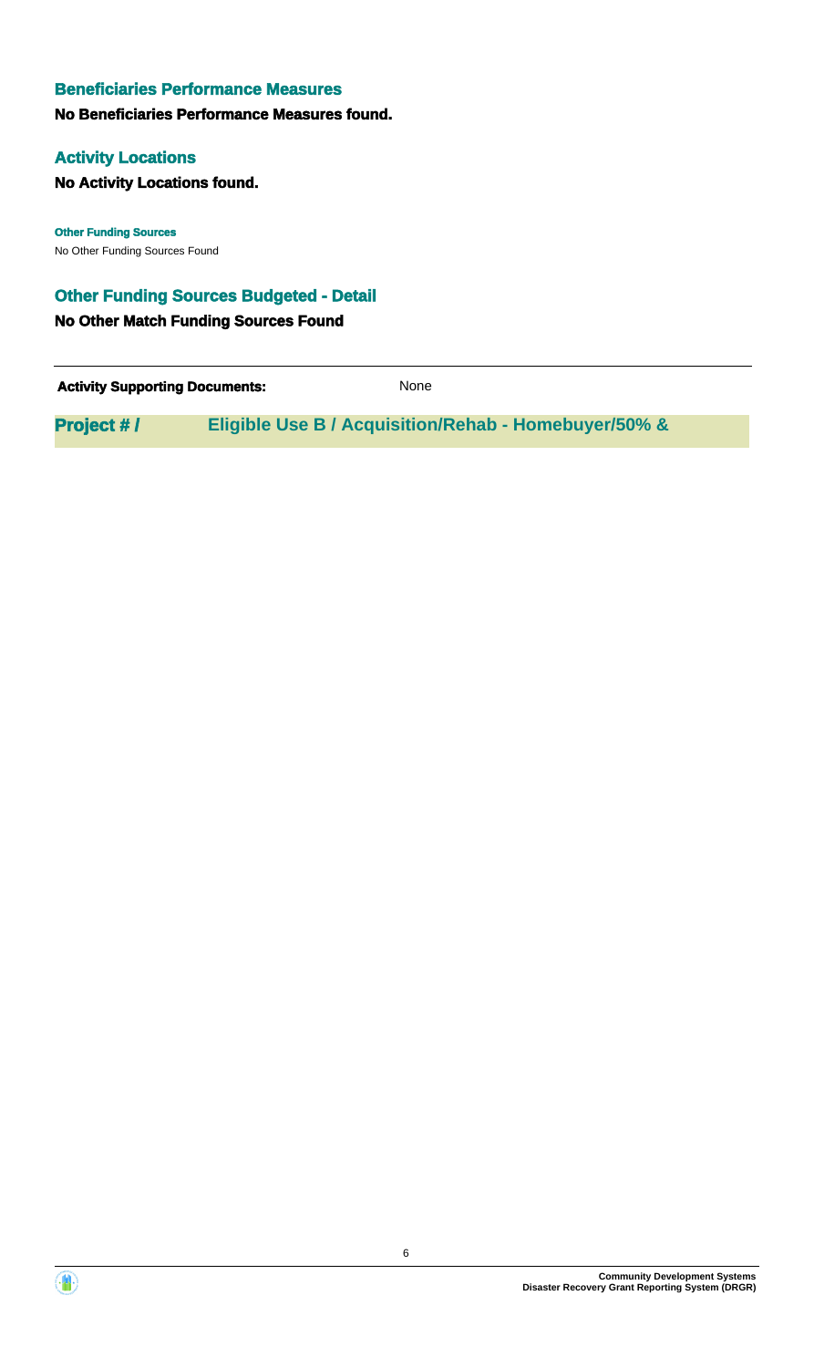## Beneficiaries Performance Measures

**No Beneficiaries Performance Measures found.**

## Activity Locations

**No Activity Locations found.**

#### Other Funding Sources

No Other Funding Sources Found

## Other Funding Sources Budgeted - Detail

**No Other Match Funding Sources Found**

| **Activity Supporting Documents:** | None |
| --- | --- |

| **Project # /** | **Eligible Use B / Acquisition/Rehab - Homebuyer/50% &** |
| --- | --- |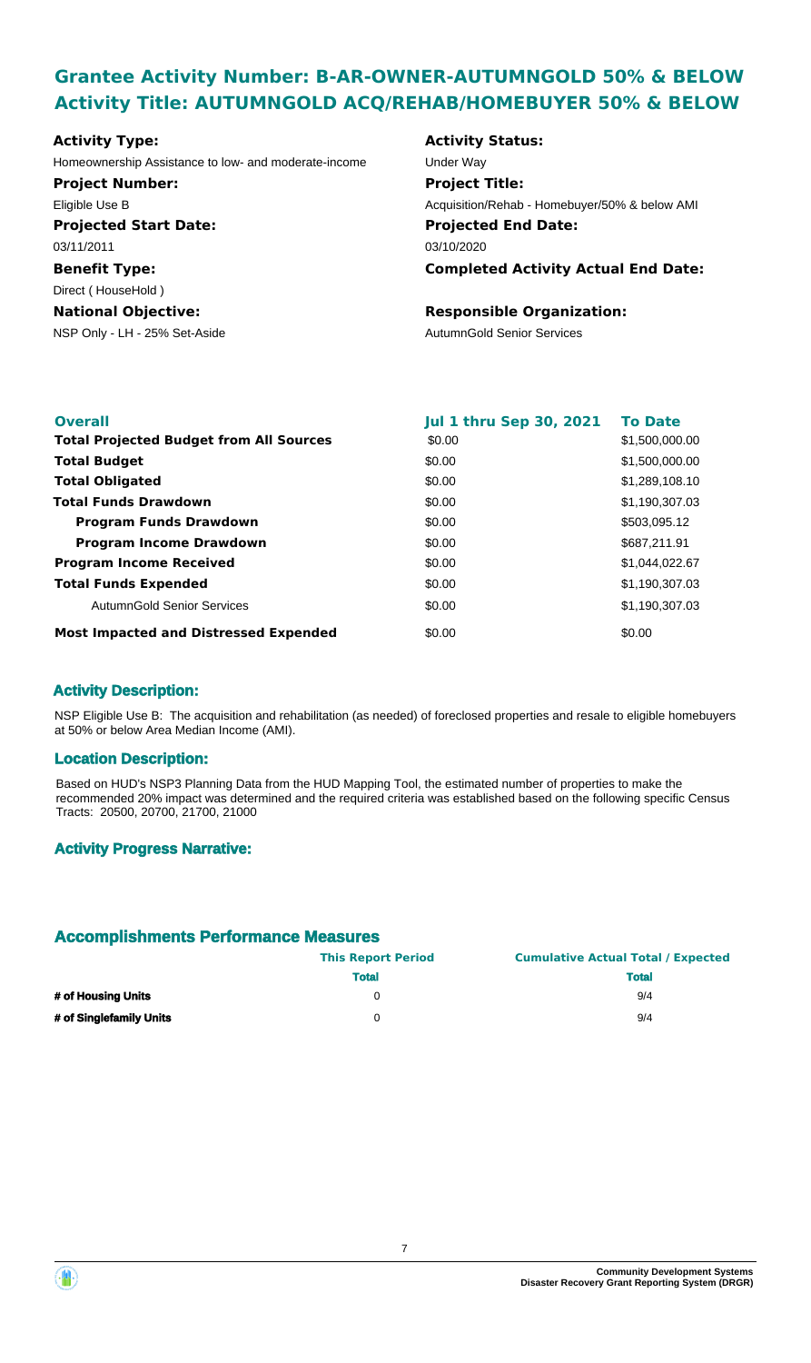## Grantee Activity Number: B-AR-OWNER-AUTUMNGOLD 50% & BELOW
## Activity Title: AUTUMNGOLD ACQ/REHAB/HOMEBUYER 50% & BELOW

**Activity Type:**
Homeownership Assistance to low- and moderate-income

**Activity Status:**
Under Way

**Project Number:**
Eligible Use B

**Project Title:**
Acquisition/Rehab - Homebuyer/50% & below AMI

**Projected Start Date:**
03/11/2011

**Projected End Date:**
03/10/2020

**Benefit Type:**
Direct ( HouseHold )

**Completed Activity Actual End Date:**

**National Objective:**
NSP Only - LH - 25% Set-Aside

**Responsible Organization:**
AutumnGold Senior Services

| Overall | Jul 1 thru Sep 30, 2021 | To Date |
|---|---|---|
| **Total Projected Budget from All Sources** | $0.00 | $1,500,000.00 |
| **Total Budget** | $0.00 | $1,500,000.00 |
| **Total Obligated** | $0.00 | $1,289,108.10 |
| **Total Funds Drawdown** | $0.00 | $1,190,307.03 |
| **Program Funds Drawdown** | $0.00 | $503,095.12 |
| **Program Income Drawdown** | $0.00 | $687,211.91 |
| **Program Income Received** | $0.00 | $1,044,022.67 |
| **Total Funds Expended** | $0.00 | $1,190,307.03 |
| AutumnGold Senior Services | $0.00 | $1,190,307.03 |
| **Most Impacted and Distressed Expended** | $0.00 | $0.00 |

### Activity Description:

NSP Eligible Use B: The acquisition and rehabilitation (as needed) of foreclosed properties and resale to eligible homebuyers at 50% or below Area Median Income (AMI).

### Location Description:

Based on HUD's NSP3 Planning Data from the HUD Mapping Tool, the estimated number of properties to make the recommended 20% impact was determined and the required criteria was established based on the following specific Census Tracts: 20500, 20700, 21700, 21000

### Activity Progress Narrative:

### Accomplishments Performance Measures

| | This Report Period | Cumulative Actual Total / Expected |
|---|---|---|
| | **Total** | **Total** |
| **# of Housing Units** | 0 | 9/4 |
| **# of Singlefamily Units** | 0 | 9/4 |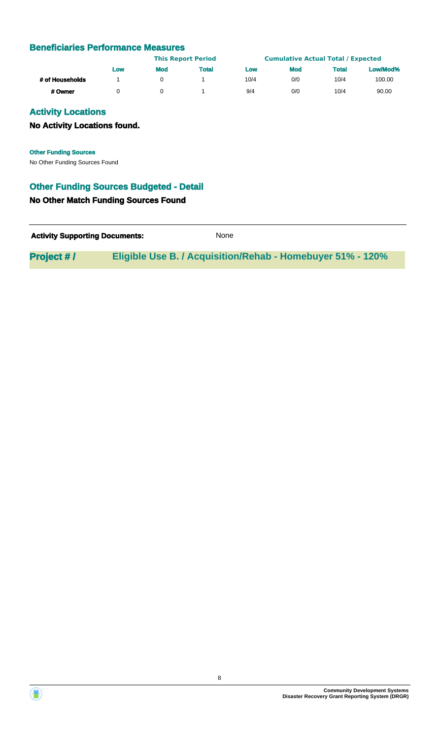## Beneficiaries Performance Measures

| | This Report Period | | | Cumulative Actual Total / Expected | | | |
|---|---|---|---|---|---|---|---|
| | Low | Mod | Total | Low | Mod | Total | Low/Mod% |
| # of Households | 1 | 0 | 1 | 10/4 | 0/0 | 10/4 | 100.00 |
| # Owner | 0 | 0 | 1 | 9/4 | 0/0 | 10/4 | 90.00 |

## Activity Locations

### No Activity Locations found.

**Other Funding Sources**

No Other Funding Sources Found

## Other Funding Sources Budgeted - Detail

### No Other Match Funding Sources Found

**Activity Supporting Documents:** None

## Project # / Eligible Use B. / Acquisition/Rehab - Homebuyer 51% - 120%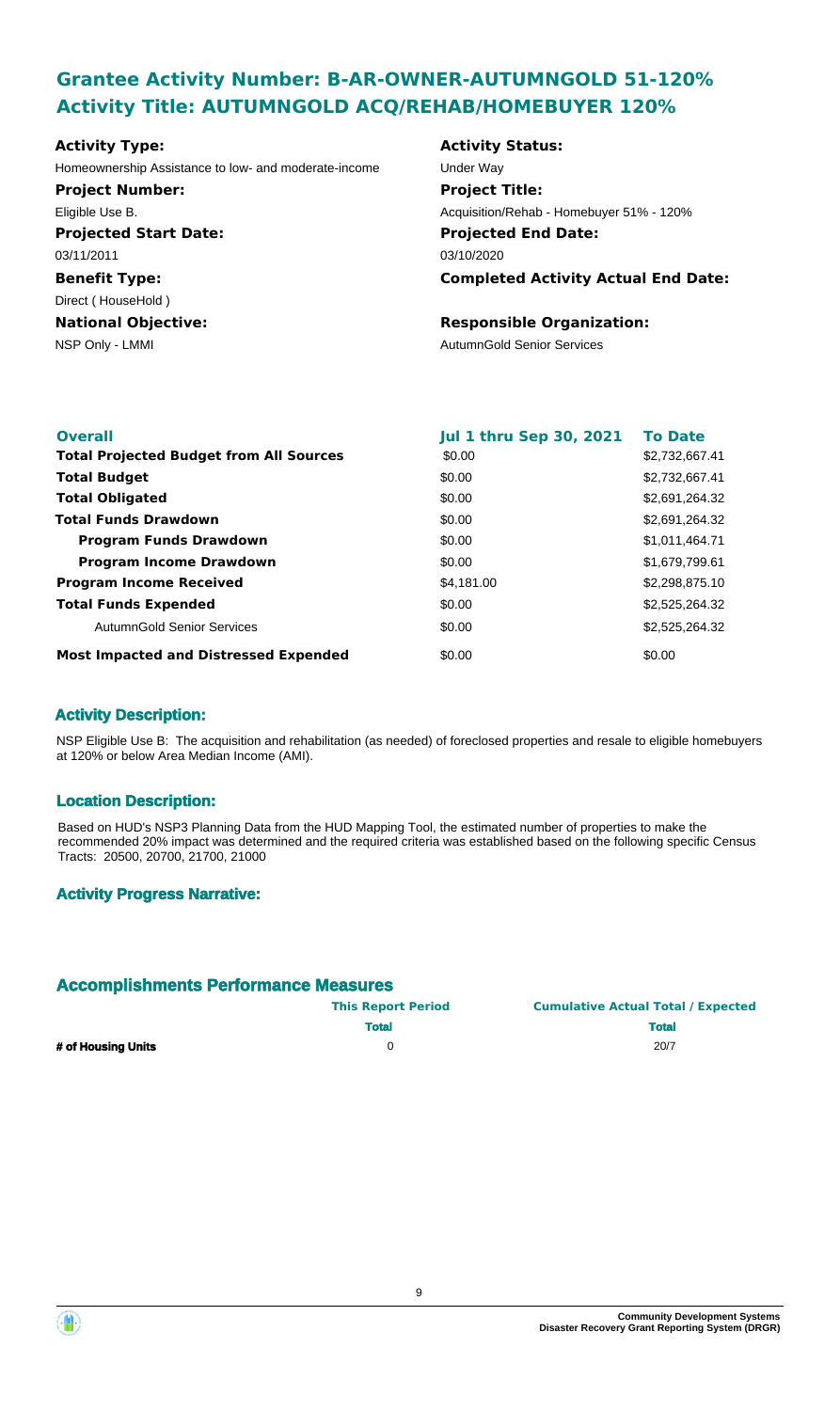## Grantee Activity Number: B-AR-OWNER-AUTUMNGOLD 51-120%
## Activity Title: AUTUMNGOLD ACQ/REHAB/HOMEBUYER 120%

**Activity Type:**
Homeownership Assistance to low- and moderate-income

**Activity Status:**
Under Way

**Project Number:**
Eligible Use B.

**Project Title:**
Acquisition/Rehab - Homebuyer 51% - 120%

**Projected Start Date:**
03/11/2011

**Projected End Date:**
03/10/2020

**Benefit Type:**
Direct ( HouseHold )

**Completed Activity Actual End Date:**

**National Objective:**
NSP Only - LMMI

**Responsible Organization:**
AutumnGold Senior Services

| Overall | Jul 1 thru Sep 30, 2021 | To Date |
|---|---|---|
| **Total Projected Budget from All Sources** | $0.00 | $2,732,667.41 |
| **Total Budget** | $0.00 | $2,732,667.41 |
| **Total Obligated** | $0.00 | $2,691,264.32 |
| **Total Funds Drawdown** | $0.00 | $2,691,264.32 |
| **Program Funds Drawdown** | $0.00 | $1,011,464.71 |
| **Program Income Drawdown** | $0.00 | $1,679,799.61 |
| **Program Income Received** | $4,181.00 | $2,298,875.10 |
| **Total Funds Expended** | $0.00 | $2,525,264.32 |
| AutumnGold Senior Services | $0.00 | $2,525,264.32 |
| **Most Impacted and Distressed Expended** | $0.00 | $0.00 |

### Activity Description:

NSP Eligible Use B: The acquisition and rehabilitation (as needed) of foreclosed properties and resale to eligible homebuyers at 120% or below Area Median Income (AMI).

### Location Description:

Based on HUD's NSP3 Planning Data from the HUD Mapping Tool, the estimated number of properties to make the recommended 20% impact was determined and the required criteria was established based on the following specific Census Tracts: 20500, 20700, 21700, 21000

### Activity Progress Narrative:

### Accomplishments Performance Measures

| | This Report Period | Cumulative Actual Total / Expected |
|---|---|---|
| | **Total** | **Total** |
| **# of Housing Units** | 0 | 20/7 |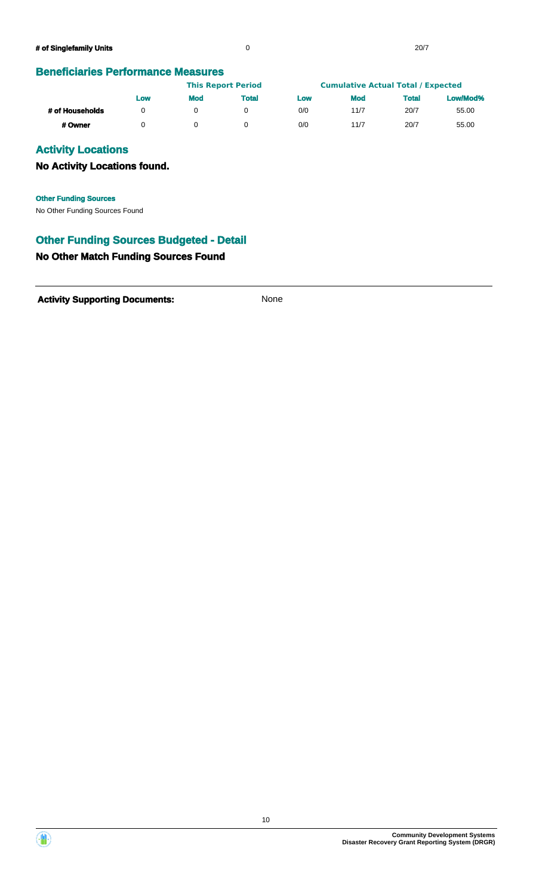| | | |
|---|---|---|
| **# of Singlefamily Units** | 0 | 20/7 |

## Beneficiaries Performance Measures

| | This Report Period | | | Cumulative Actual Total / Expected | | | |
|---|---|---|---|---|---|---|---|
| | **Low** | **Mod** | **Total** | **Low** | **Mod** | **Total** | **Low/Mod%** |
| **# of Households** | 0 | 0 | 0 | 0/0 | 11/7 | 20/7 | 55.00 |
| **# Owner** | 0 | 0 | 0 | 0/0 | 11/7 | 20/7 | 55.00 |

## Activity Locations

### No Activity Locations found.

**Other Funding Sources**

No Other Funding Sources Found

## Other Funding Sources Budgeted - Detail

### No Other Match Funding Sources Found

---

**Activity Supporting Documents:** None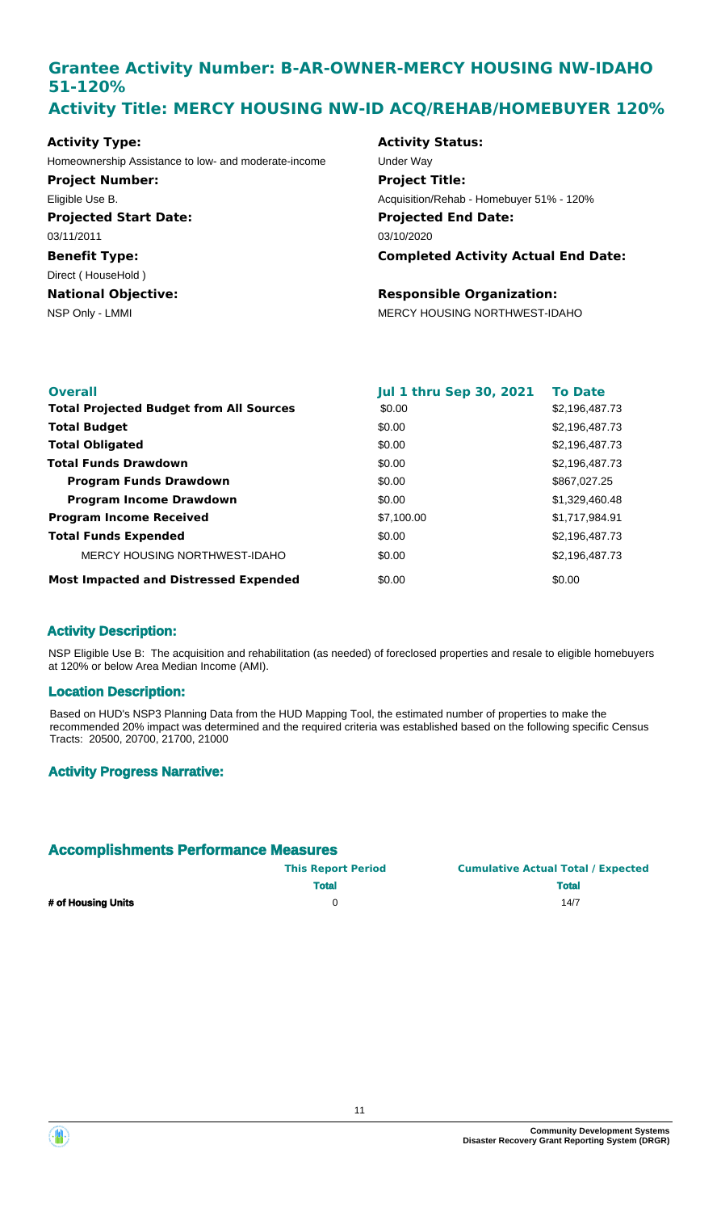## Grantee Activity Number: B-AR-OWNER-MERCY HOUSING NW-IDAHO 51-120%
## Activity Title: MERCY HOUSING NW-ID ACQ/REHAB/HOMEBUYER 120%

**Activity Type:**
Homeownership Assistance to low- and moderate-income

**Activity Status:**
Under Way

**Project Number:**
Eligible Use B.

**Project Title:**
Acquisition/Rehab - Homebuyer 51% - 120%

**Projected Start Date:**
03/11/2011

**Projected End Date:**
03/10/2020

**Benefit Type:**
Direct ( HouseHold )

**Completed Activity Actual End Date:**

**National Objective:**
NSP Only - LMMI

**Responsible Organization:**
MERCY HOUSING NORTHWEST-IDAHO

| Overall | Jul 1 thru Sep 30, 2021 | To Date |
|---|---|---|
| **Total Projected Budget from All Sources** | $0.00 | $2,196,487.73 |
| **Total Budget** | $0.00 | $2,196,487.73 |
| **Total Obligated** | $0.00 | $2,196,487.73 |
| **Total Funds Drawdown** | $0.00 | $2,196,487.73 |
| **Program Funds Drawdown** | $0.00 | $867,027.25 |
| **Program Income Drawdown** | $0.00 | $1,329,460.48 |
| **Program Income Received** | $7,100.00 | $1,717,984.91 |
| **Total Funds Expended** | $0.00 | $2,196,487.73 |
| MERCY HOUSING NORTHWEST-IDAHO | $0.00 | $2,196,487.73 |
| **Most Impacted and Distressed Expended** | $0.00 | $0.00 |

### Activity Description:

NSP Eligible Use B: The acquisition and rehabilitation (as needed) of foreclosed properties and resale to eligible homebuyers at 120% or below Area Median Income (AMI).

### Location Description:

Based on HUD's NSP3 Planning Data from the HUD Mapping Tool, the estimated number of properties to make the recommended 20% impact was determined and the required criteria was established based on the following specific Census Tracts: 20500, 20700, 21700, 21000

### Activity Progress Narrative:

### Accomplishments Performance Measures

| | This Report Period | Cumulative Actual Total / Expected |
|---|---|---|
| | Total | Total |
| **# of Housing Units** | 0 | 14/7 |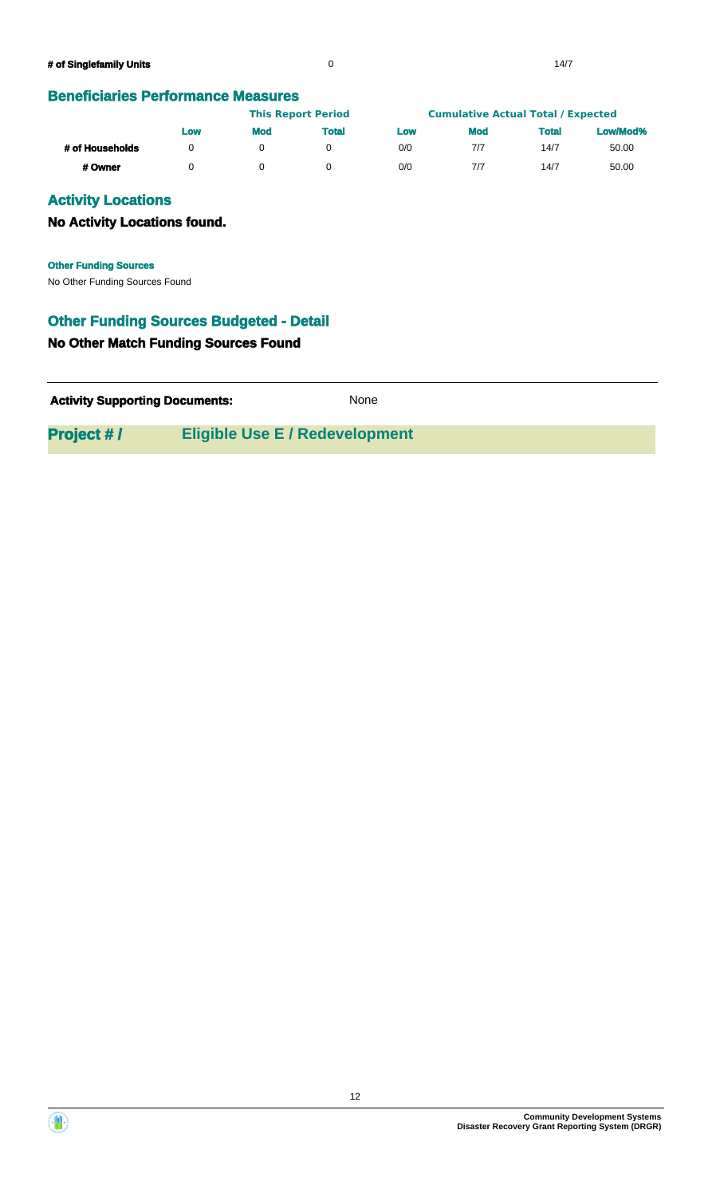| | | |
|---|---|---|
| **# of Singlefamily Units** | 0 | 14/7 |

## Beneficiaries Performance Measures

| | This Report Period | | | Cumulative Actual Total / Expected | | | |
|---|---|---|---|---|---|---|---|
| | **Low** | **Mod** | **Total** | **Low** | **Mod** | **Total** | **Low/Mod%** |
| **# of Households** | 0 | 0 | 0 | 0/0 | 7/7 | 14/7 | 50.00 |
| **# Owner** | 0 | 0 | 0 | 0/0 | 7/7 | 14/7 | 50.00 |

## Activity Locations

### No Activity Locations found.

**Other Funding Sources**

No Other Funding Sources Found

## Other Funding Sources Budgeted - Detail

### No Other Match Funding Sources Found

**Activity Supporting Documents:** None

## Project # / Eligible Use E / Redevelopment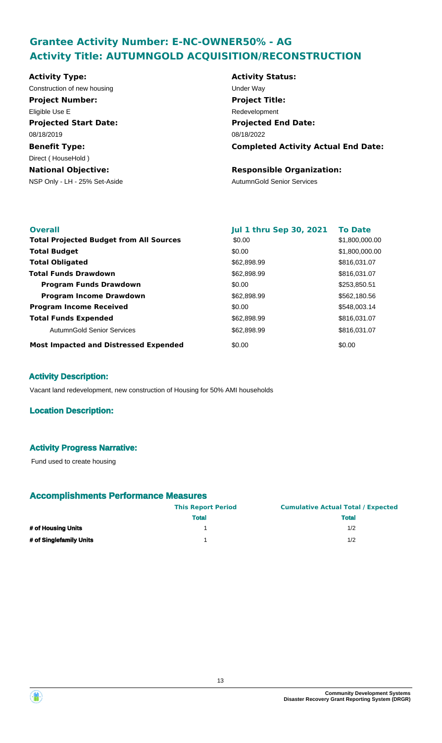## Grantee Activity Number: E-NC-OWNER50% - AG
## Activity Title: AUTUMNGOLD ACQUISITION/RECONSTRUCTION

| | |
|---|---|
| **Activity Type:** | **Activity Status:** |
| Construction of new housing | Under Way |
| **Project Number:** | **Project Title:** |
| Eligible Use E | Redevelopment |
| **Projected Start Date:** | **Projected End Date:** |
| 08/18/2019 | 08/18/2022 |
| **Benefit Type:** | **Completed Activity Actual End Date:** |
| Direct ( HouseHold ) | |
| **National Objective:** | **Responsible Organization:** |
| NSP Only - LH - 25% Set-Aside | AutumnGold Senior Services |

| **Overall** | **Jul 1 thru Sep 30, 2021** | **To Date** |
|---|---|---|
| **Total Projected Budget from All Sources** | \$0.00 | \$1,800,000.00 |
| **Total Budget** | \$0.00 | \$1,800,000.00 |
| **Total Obligated** | \$62,898.99 | \$816,031.07 |
| **Total Funds Drawdown** | \$62,898.99 | \$816,031.07 |
| **Program Funds Drawdown** | \$0.00 | \$253,850.51 |
| **Program Income Drawdown** | \$62,898.99 | \$562,180.56 |
| **Program Income Received** | \$0.00 | \$548,003.14 |
| **Total Funds Expended** | \$62,898.99 | \$816,031.07 |
| AutumnGold Senior Services | \$62,898.99 | \$816,031.07 |
| **Most Impacted and Distressed Expended** | \$0.00 | \$0.00 |

### Activity Description:

Vacant land redevelopment, new construction of Housing for 50% AMI households

### Location Description:

### Activity Progress Narrative:

Fund used to create housing

### Accomplishments Performance Measures

| | **This Report Period** | **Cumulative Actual Total / Expected** |
|---|---|---|
| | **Total** | **Total** |
| **# of Housing Units** | 1 | 1/2 |
| **# of Singlefamily Units** | 1 | 1/2 |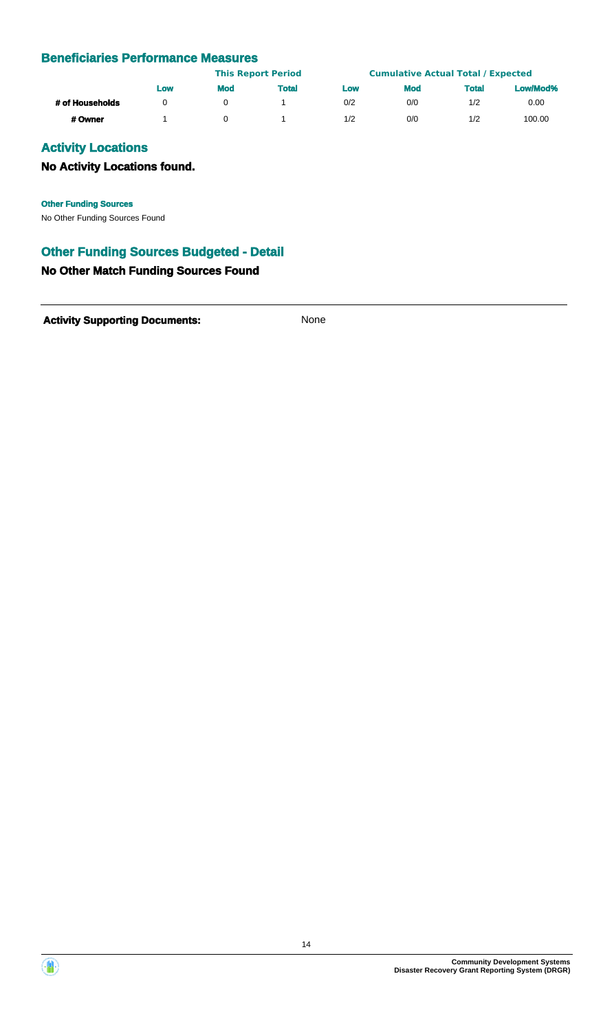## Beneficiaries Performance Measures

| | This Report Period | | | Cumulative Actual Total / Expected | | | |
|---|---|---|---|---|---|---|---|
| | **Low** | **Mod** | **Total** | **Low** | **Mod** | **Total** | **Low/Mod%** |
| **# of Households** | 0 | 0 | 1 | 0/2 | 0/0 | 1/2 | 0.00 |
| **# Owner** | 1 | 0 | 1 | 1/2 | 0/0 | 1/2 | 100.00 |

## Activity Locations

### No Activity Locations found.

**Other Funding Sources**

No Other Funding Sources Found

## Other Funding Sources Budgeted - Detail

### No Other Match Funding Sources Found

**Activity Supporting Documents:** None